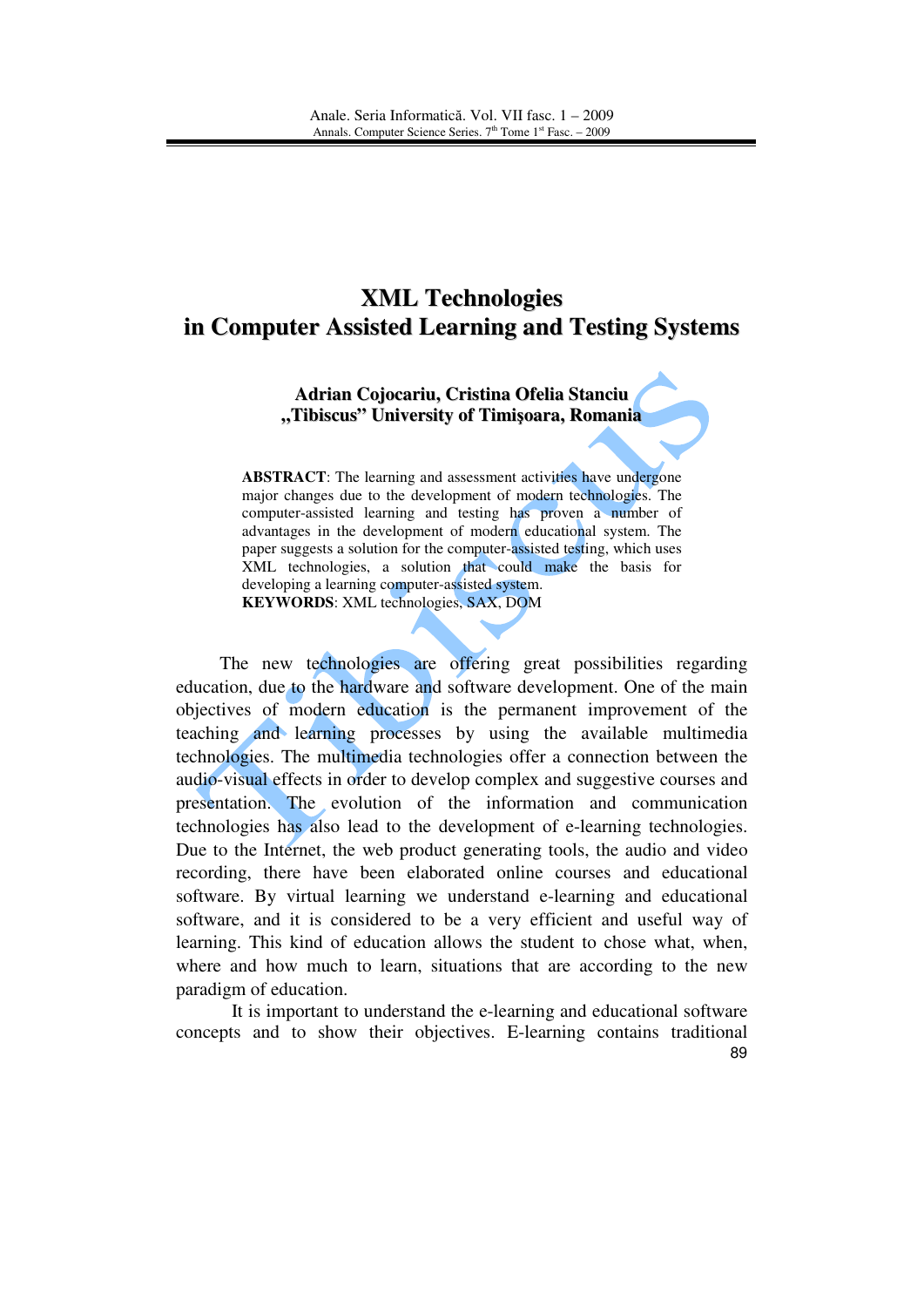# XML Technologies in Computer Assisted Learning and Testing Systems

**Adrian Cojocariu, Cristina Ofelia Stanciu**
**„Tibiscus" University of Timişoara, Romania**

**ABSTRACT**: The learning and assessment activities have undergone major changes due to the development of modern technologies. The computer-assisted learning and testing has proven a number of advantages in the development of modern educational system. The paper suggests a solution for the computer-assisted testing, which uses XML technologies, a solution that could make the basis for developing a learning computer-assisted system.

**KEYWORDS**: XML technologies, SAX, DOM

The new technologies are offering great possibilities regarding education, due to the hardware and software development. One of the main objectives of modern education is the permanent improvement of the teaching and learning processes by using the available multimedia technologies. The multimedia technologies offer a connection between the audio-visual effects in order to develop complex and suggestive courses and presentation. The evolution of the information and communication technologies has also lead to the development of e-learning technologies. Due to the Internet, the web product generating tools, the audio and video recording, there have been elaborated online courses and educational software. By virtual learning we understand e-learning and educational software, and it is considered to be a very efficient and useful way of learning. This kind of education allows the student to chose what, when, where and how much to learn, situations that are according to the new paradigm of education.

It is important to understand the e-learning and educational software concepts and to show their objectives. E-learning contains traditional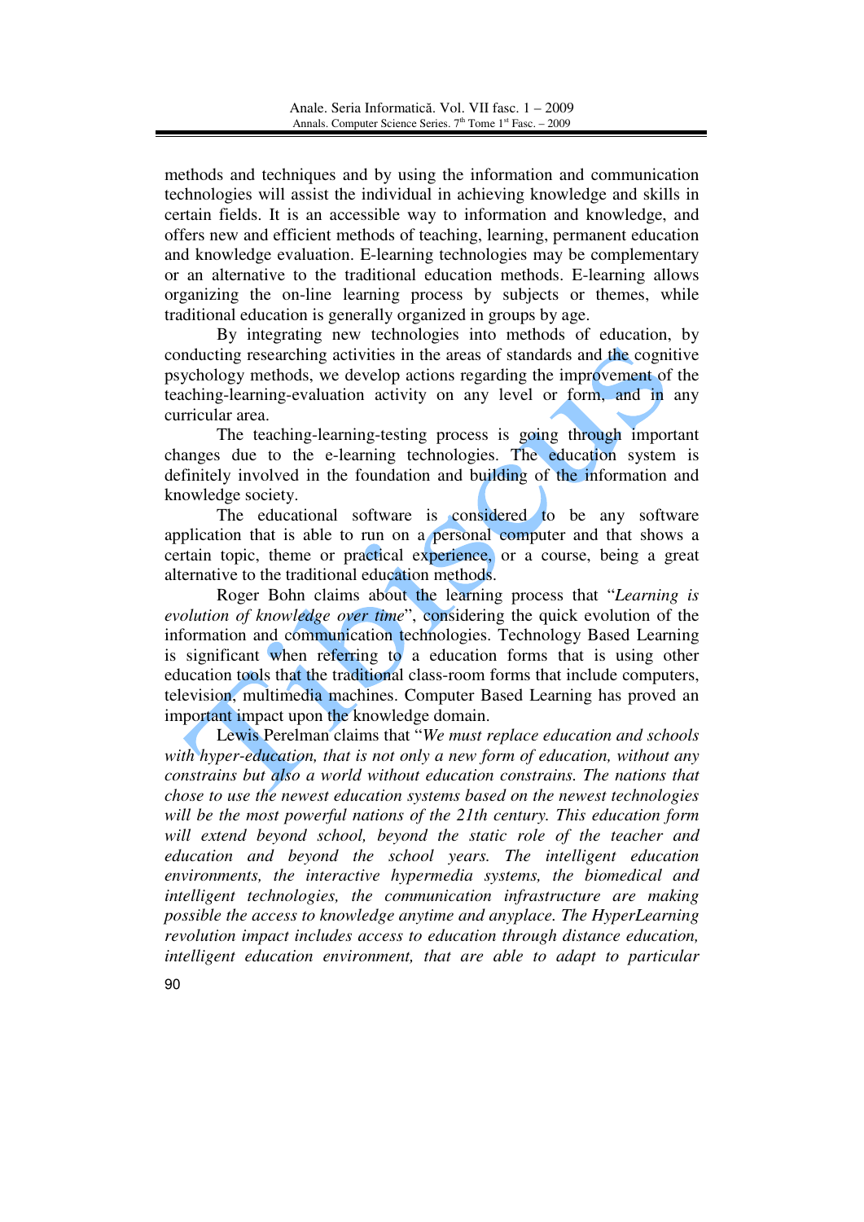methods and techniques and by using the information and communication technologies will assist the individual in achieving knowledge and skills in certain fields. It is an accessible way to information and knowledge, and offers new and efficient methods of teaching, learning, permanent education and knowledge evaluation. E-learning technologies may be complementary or an alternative to the traditional education methods. E-learning allows organizing the on-line learning process by subjects or themes, while traditional education is generally organized in groups by age.

By integrating new technologies into methods of education, by conducting researching activities in the areas of standards and the cognitive psychology methods, we develop actions regarding the improvement of the teaching-learning-evaluation activity on any level or form, and in any curricular area.

The teaching-learning-testing process is going through important changes due to the e-learning technologies. The education system is definitely involved in the foundation and building of the information and knowledge society.

The educational software is considered to be any software application that is able to run on a personal computer and that shows a certain topic, theme or practical experience, or a course, being a great alternative to the traditional education methods.

Roger Bohn claims about the learning process that "*Learning is evolution of knowledge over time*", considering the quick evolution of the information and communication technologies. Technology Based Learning is significant when referring to a education forms that is using other education tools that the traditional class-room forms that include computers, television, multimedia machines. Computer Based Learning has proved an important impact upon the knowledge domain.

Lewis Perelman claims that "*We must replace education and schools with hyper-education, that is not only a new form of education, without any constrains but also a world without education constrains. The nations that chose to use the newest education systems based on the newest technologies will be the most powerful nations of the 21th century. This education form will extend beyond school, beyond the static role of the teacher and education and beyond the school years. The intelligent education environments, the interactive hypermedia systems, the biomedical and intelligent technologies, the communication infrastructure are making possible the access to knowledge anytime and anyplace. The HyperLearning revolution impact includes access to education through distance education, intelligent education environment, that are able to adapt to particular*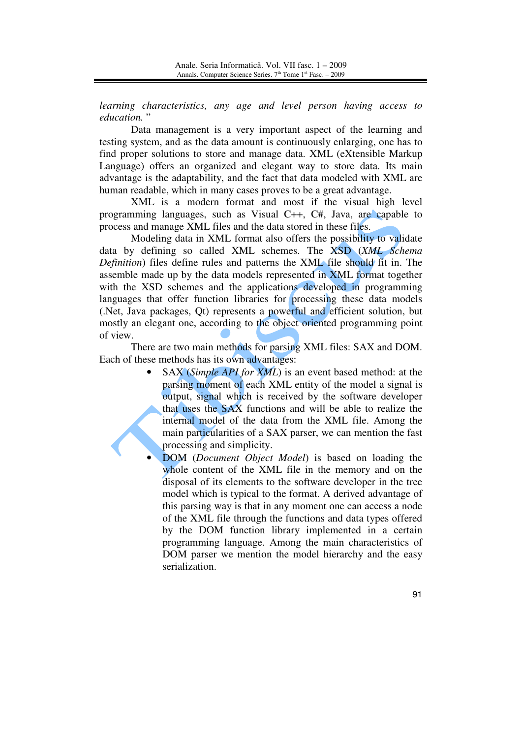*learning characteristics, any age and level person having access to education.* "

Data management is a very important aspect of the learning and testing system, and as the data amount is continuously enlarging, one has to find proper solutions to store and manage data. XML (eXtensible Markup Language) offers an organized and elegant way to store data. Its main advantage is the adaptability, and the fact that data modeled with XML are human readable, which in many cases proves to be a great advantage.

XML is a modern format and most if the visual high level programming languages, such as Visual C++, C#, Java, are capable to process and manage XML files and the data stored in these files.

Modeling data in XML format also offers the possibility to validate data by defining so called XML schemes. The XSD (*XML Schema Definition*) files define rules and patterns the XML file should fit in. The assemble made up by the data models represented in XML format together with the XSD schemes and the applications developed in programming languages that offer function libraries for processing these data models (.Net, Java packages, Qt) represents a powerful and efficient solution, but mostly an elegant one, according to the object oriented programming point of view.

There are two main methods for parsing XML files: SAX and DOM. Each of these methods has its own advantages:

- SAX (*Simple API for XML*) is an event based method: at the parsing moment of each XML entity of the model a signal is output, signal which is received by the software developer that uses the SAX functions and will be able to realize the internal model of the data from the XML file. Among the main particularities of a SAX parser, we can mention the fast processing and simplicity.
- DOM (*Document Object Model*) is based on loading the whole content of the XML file in the memory and on the disposal of its elements to the software developer in the tree model which is typical to the format. A derived advantage of this parsing way is that in any moment one can access a node of the XML file through the functions and data types offered by the DOM function library implemented in a certain programming language. Among the main characteristics of DOM parser we mention the model hierarchy and the easy serialization.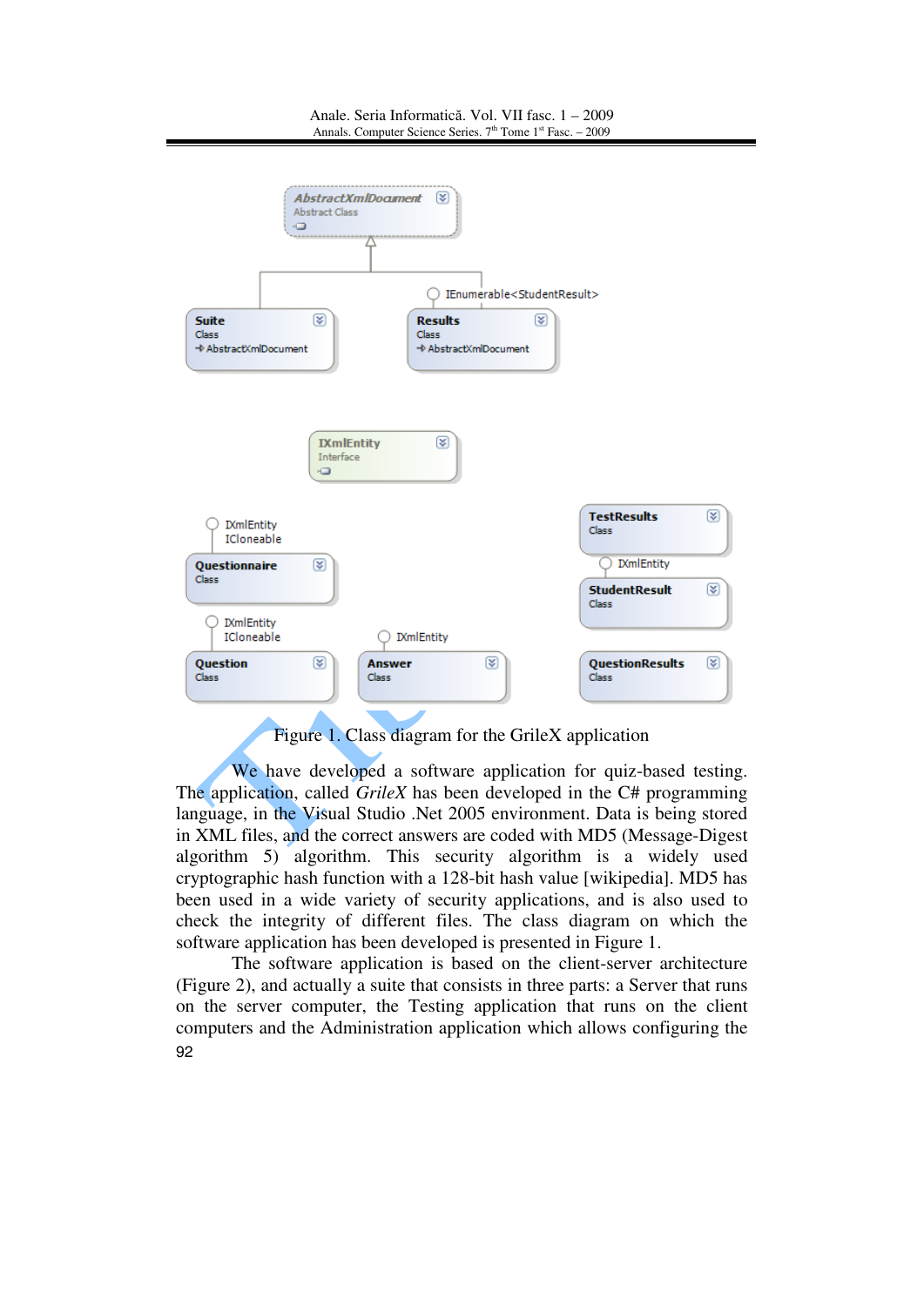Figure 1. Class diagram for the GrileX application

We have developed a software application for quiz-based testing. The application, called *GrileX* has been developed in the C# programming language, in the Visual Studio .Net 2005 environment. Data is being stored in XML files, and the correct answers are coded with MD5 (Message-Digest algorithm 5) algorithm. This security algorithm is a widely used cryptographic hash function with a 128-bit hash value [wikipedia]. MD5 has been used in a wide variety of security applications, and is also used to check the integrity of different files. The class diagram on which the software application has been developed is presented in Figure 1.

The software application is based on the client-server architecture (Figure 2), and actually a suite that consists in three parts: a Server that runs on the server computer, the Testing application that runs on the client computers and the Administration application which allows configuring the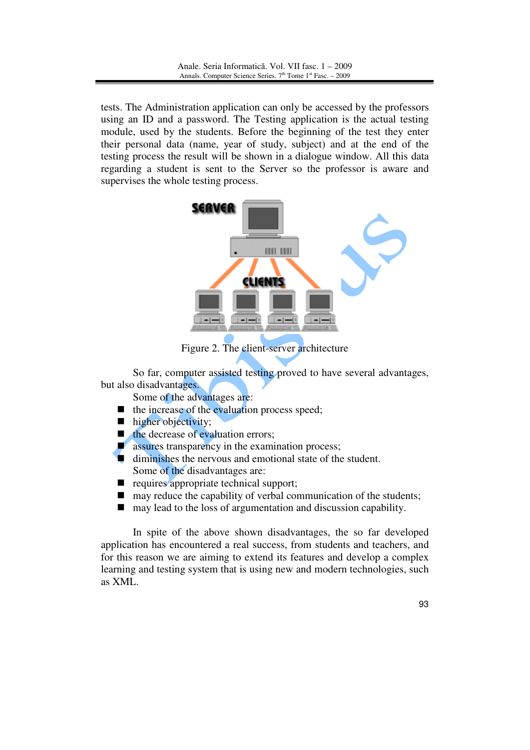tests. The Administration application can only be accessed by the professors using an ID and a password. The Testing application is the actual testing module, used by the students. Before the beginning of the test they enter their personal data (name, year of study, subject) and at the end of the testing process the result will be shown in a dialogue window. All this data regarding a student is sent to the Server so the professor is aware and supervises the whole testing process.

Figure 2. The client-server architecture

So far, computer assisted testing proved to have several advantages, but also disadvantages.

Some of the advantages are:

- the increase of the evaluation process speed;
- higher objectivity;
- the decrease of evaluation errors;
- assures transparency in the examination process;
- diminishes the nervous and emotional state of the student.

Some of the disadvantages are:

- requires appropriate technical support;
- may reduce the capability of verbal communication of the students;
- may lead to the loss of argumentation and discussion capability.

In spite of the above shown disadvantages, the so far developed application has encountered a real success, from students and teachers, and for this reason we are aiming to extend its features and develop a complex learning and testing system that is using new and modern technologies, such as XML.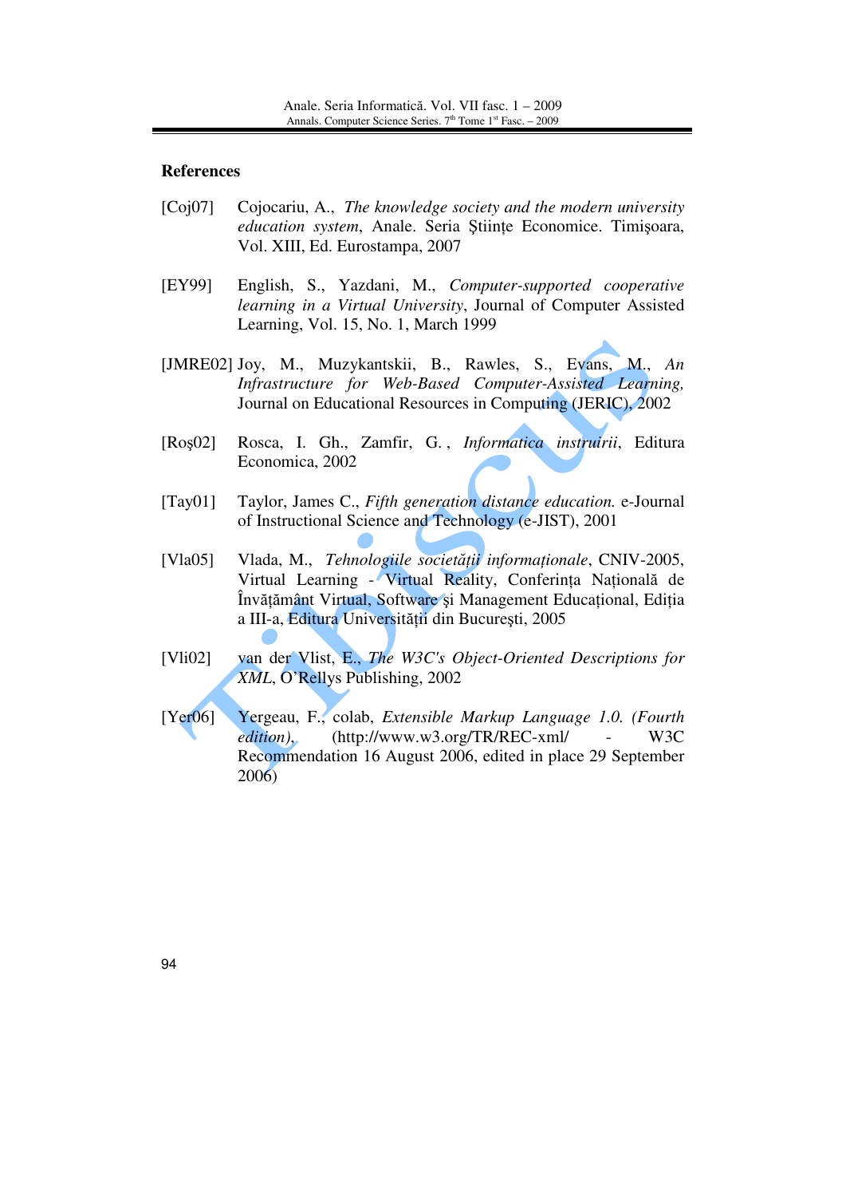## References

[Coj07] Cojocariu, A., *The knowledge society and the modern university education system*, Anale. Seria Ştiinţe Economice. Timişoara, Vol. XIII, Ed. Eurostampa, 2007

[EY99] English, S., Yazdani, M., *Computer-supported cooperative learning in a Virtual University*, Journal of Computer Assisted Learning, Vol. 15, No. 1, March 1999

[JMRE02] Joy, M., Muzykantskii, B., Rawles, S., Evans, M., *An Infrastructure for Web-Based Computer-Assisted Learning*, Journal on Educational Resources in Computing (JERIC), 2002

[Roş02] Rosca, I. Gh., Zamfir, G. , *Informatica instruirii*, Editura Economica, 2002

[Tay01] Taylor, James C., *Fifth generation distance education.* e-Journal of Instructional Science and Technology (e-JIST), 2001

[Vla05] Vlada, M., *Tehnologiile societăţii informaţionale*, CNIV-2005, Virtual Learning - Virtual Reality, Conferinţa Naţională de Învăţământ Virtual, Software şi Management Educaţional, Ediţia a III-a, Editura Universităţii din Bucureşti, 2005

[Vli02] van der Vlist, E., *The W3C's Object-Oriented Descriptions for XML*, O'Rellys Publishing, 2002

[Yer06] Yergeau, F., colab, *Extensible Markup Language 1.0. (Fourth edition)*, (http://www.w3.org/TR/REC-xml/ - W3C Recommendation 16 August 2006, edited in place 29 September 2006)